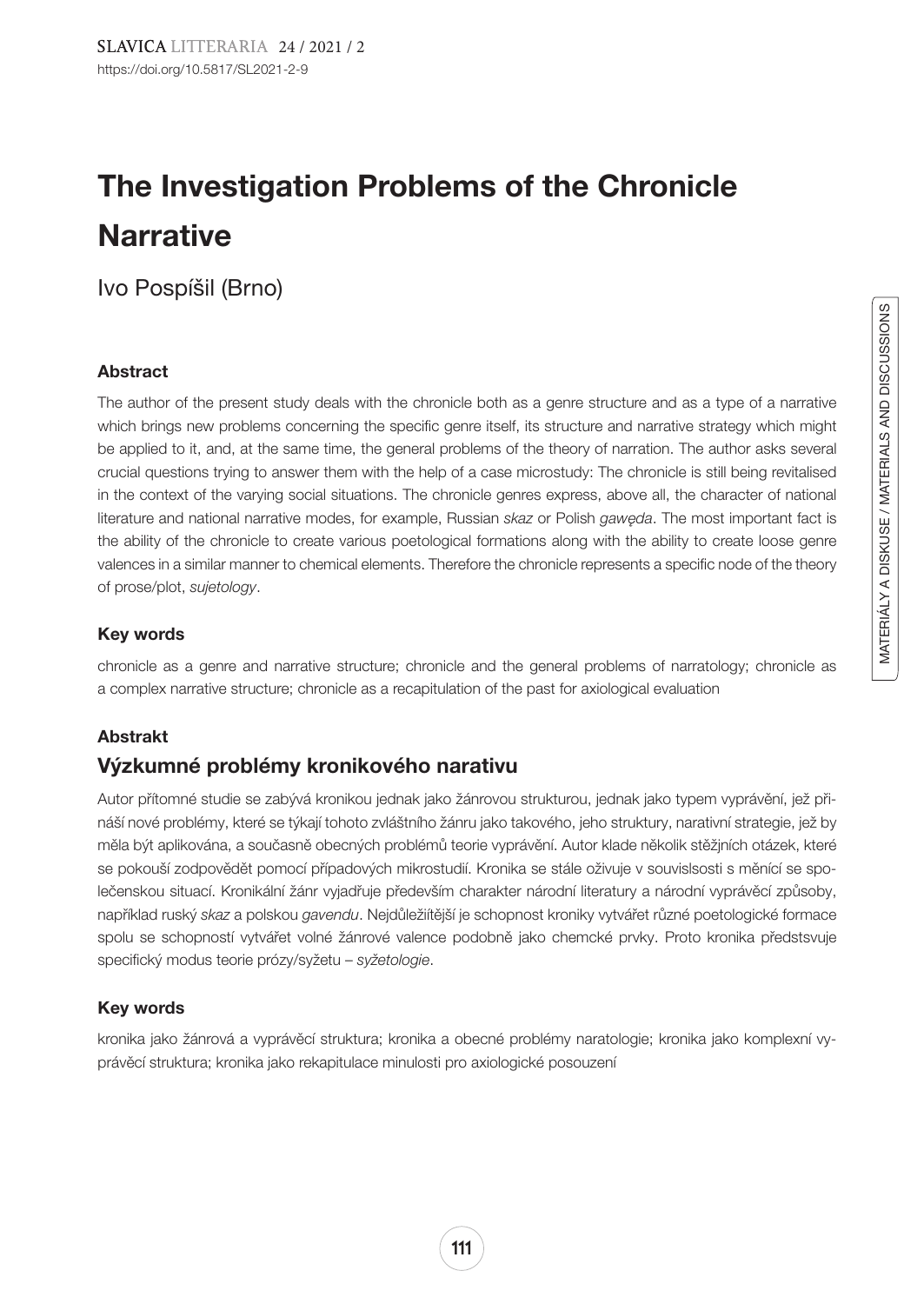https://doi.org/10.5817/SL2021-2-9

# The Investigation Problems of the Chronicle Narrative

Ivo Pospíšil (Brno)

### Abstract

The author of the present study deals with the chronicle both as a genre structure and as a type of a narrative which brings new problems concerning the specific genre itself, its structure and narrative strategy which might be applied to it, and, at the same time, the general problems of the theory of narration. The author asks several crucial questions trying to answer them with the help of a case microstudy: The chronicle is still being revitalised in the context of the varying social situations. The chronicle genres express, above all, the character of national literature and national narrative modes, for example, Russian *skaz* or Polish *gawęda*. The most important fact is the ability of the chronicle to create various poetological formations along with the ability to create loose genre valences in a similar manner to chemical elements. Therefore the chronicle represents a specific node of the theory of prose/plot, *sujetology*.

### Key words

chronicle as a genre and narrative structure; chronicle and the general problems of narratology; chronicle as a complex narrative structure; chronicle as a recapitulation of the past for axiological evaluation

### Abstrakt

## Výzkumné problémy kronikového narativu

Autor přítomné studie se zabývá kronikou jednak jako žánrovou strukturou, jednak jako typem vyprávění, jež přináší nové problémy, které se týkají tohoto zvláštního žánru jako takového, jeho struktury, narativní strategie, jež by měla být aplikována, a současně obecných problémů teorie vyprávění. Autor klade několik stěžjních otázek, které se pokouší zodpovědět pomocí případových mikrostudií. Kronika se stále oživuje v souvislsosti s měnící se společenskou situací. Kronikální žánr vyjadřuje především charakter národní literatury a národní vyprávěcí způsoby, například ruský *skaz* a polskou *gavendu*. Nejdůležiítější je schopnost kroniky vytvářet různé poetologické formace spolu se schopností vytvářet volné žánrové valence podobně jako chemcké prvky. Proto kronika předstsvuje specifický modus teorie prózy/syžetu – *syžetologie*.

### Key words

kronika jako žánrová a vyprávěcí struktura; kronika a obecné problémy naratologie; kronika jako komplexní vyprávěcí struktura; kronika jako rekapitulace minulosti pro axiologické posouzení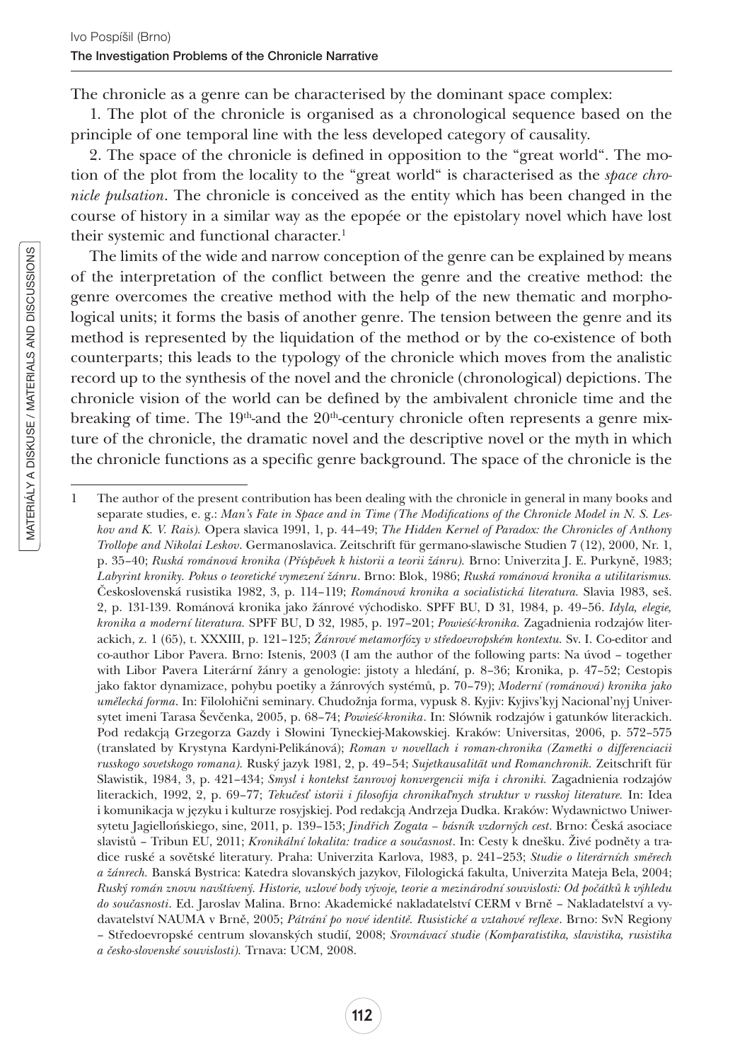The chronicle as a genre can be characterised by the dominant space complex:

1. The plot of the chronicle is organised as a chronological sequence based on the principle of one temporal line with the less developed category of causality.

2. The space of the chronicle is defined in opposition to the "great world". The motion of the plot from the locality to the "great world" is characterised as the *space chronicle pulsation*. The chronicle is conceived as the entity which has been changed in the course of history in a similar way as the epopée or the epistolary novel which have lost their systemic and functional character.[1]

The limits of the wide and narrow conception of the genre can be explained by means of the interpretation of the conflict between the genre and the creative method: the genre overcomes the creative method with the help of the new thematic and morphological units; it forms the basis of another genre. The tension between the genre and its method is represented by the liquidation of the method or by the co-existence of both counterparts; this leads to the typology of the chronicle which moves from the analistic record up to the synthesis of the novel and the chronicle (chronological) depictions. The chronicle vision of the world can be defined by the ambivalent chronicle time and the breaking of time. The 19th-and the 20th-century chronicle often represents a genre mixture of the chronicle, the dramatic novel and the descriptive novel or the myth in which the chronicle functions as a specific genre background. The space of the chronicle is the

---

1 The author of the present contribution has been dealing with the chronicle in general in many books and separate studies, e. g.: *Man's Fate in Space and in Time (The Modifications of the Chronicle Model in N. S. Leskov and K. V. Rais).* Opera slavica 1991, 1, p. 44–49; *The Hidden Kernel of Paradox: the Chronicles of Anthony Trollope and Nikolai Leskov*. Germanoslavica. Zeitschrift für germano-slawische Studien 7 (12), 2000, Nr. 1, p. 35–40; *Ruská románová kronika (Příspěvek k historii a teorii žánru).* Brno: Univerzita J. E. Purkyně, 1983; *Labyrint kroniky. Pokus o teoretické vymezení žánru*. Brno: Blok, 1986; *Ruská románová kronika a utilitarismus.* Československá rusistika 1982, 3, p. 114–119; *Románová kronika a socialistická literatura.* Slavia 1983, seš. 2, p. 131-139. Románová kronika jako žánrové východisko. SPFF BU, D 31, 1984, p. 49–56. *Idyla, elegie, kronika a moderní literatura.* SPFF BU, D 32, 1985, p. 197–201; *Powieść-kronika.* Zagadnienia rodzajów literackich, z. 1 (65), t. XXXIII, p. 121–125; *Žánrové metamorfózy v středoevropském kontextu.* Sv. I. Co-editor and co-author Libor Pavera. Brno: Istenis, 2003 (I am the author of the following parts: Na úvod – together with Libor Pavera Literární žánry a genologie: jistoty a hledání, p. 8–36; Kronika, p. 47–52; Cestopis jako faktor dynamizace, pohybu poetiky a žánrových systémů, p. 70–79); *Moderní (románová) kronika jako umělecká forma*. In: Filolohični seminary. Chudožnja forma, vypusk 8. Kyjiv: Kyjivs'kyj Nacional'nyj Universytet imeni Tarasa Ševčenka, 2005, p. 68–74; *Powieść-kronika*. In: Słównik rodzajów i gatunków literackich. Pod redakcją Grzegorza Gazdy i Słowini Tyneckiej-Makowskiej. Kraków: Universitas, 2006, p. 572–575 (translated by Krystyna Kardyni-Pelikánová); *Roman v novellach i roman-chronika (Zametki o differenciacii russkogo sovetskogo romana).* Ruský jazyk 1981, 2, p. 49–54; *Sujetkausalität und Romanchronik.* Zeitschrift für Slawistik, 1984, 3, p. 421–434; *Smysl i kontekst žanrovoj konvergencii mifa i chroniki.* Zagadnienia rodzajów literackich, 1992, 2, p. 69–77; *Tekučesť istorii i filosofija chronikaľnych struktur v russkoj literature.* In: Idea i komunikacja w języku i kulturze rosyjskiej. Pod redakcją Andrzeja Dudka. Kraków: Wydawnictwo Uniwersytetu Jagiellońskiego, sine, 2011, p. 139–153; *Jindřich Zogata – básník vzdorných cest*. Brno: Česká asociace slavistů – Tribun EU, 2011; *Kronikální lokalita: tradice a současnost*. In: Cesty k dnešku. Živé podněty a tradice ruské a sovětské literatury. Praha: Univerzita Karlova, 1983, p. 241–253; *Studie o literárních směrech a žánrech.* Banská Bystrica: Katedra slovanských jazykov, Filologická fakulta, Univerzita Mateja Bela, 2004; *Ruský román znovu navštívený. Historie, uzlové body vývoje, teorie a mezinárodní souvislosti: Od počátků k výhledu do současnosti*. Ed. Jaroslav Malina. Brno: Akademické nakladatelství CERM v Brně – Nakladatelství a vydavatelství NAUMA v Brně, 2005; *Pátrání po nové identitě. Rusistické a vztahové reflexe*. Brno: SvN Regiony – Středoevropské centrum slovanských studií, 2008; *Srovnávací studie (Komparatistika, slavistika, rusistika a česko-slovenské souvislosti).* Trnava: UCM, 2008.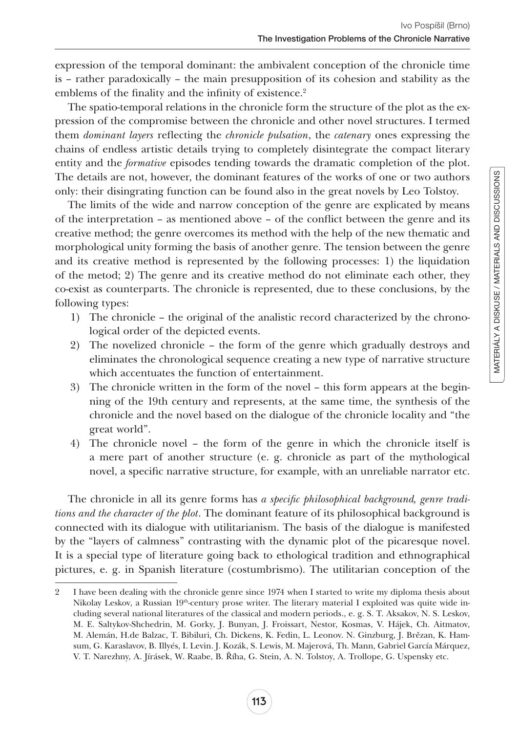expression of the temporal dominant: the ambivalent conception of the chronicle time is – rather paradoxically – the main presupposition of its cohesion and stability as the emblems of the finality and the infinity of existence.[2]

The spatio-temporal relations in the chronicle form the structure of the plot as the expression of the compromise between the chronicle and other novel structures. I termed them *dominant layers* reflecting the *chronicle pulsation*, the *catenary* ones expressing the chains of endless artistic details trying to completely disintegrate the compact literary entity and the *formative* episodes tending towards the dramatic completion of the plot. The details are not, however, the dominant features of the works of one or two authors only: their disingrating function can be found also in the great novels by Leo Tolstoy.

The limits of the wide and narrow conception of the genre are explicated by means of the interpretation – as mentioned above – of the conflict between the genre and its creative method; the genre overcomes its method with the help of the new thematic and morphological unity forming the basis of another genre. The tension between the genre and its creative method is represented by the following processes: 1) the liquidation of the metod; 2) The genre and its creative method do not eliminate each other, they co-exist as counterparts. The chronicle is represented, due to these conclusions, by the following types:

1) The chronicle – the original of the analistic record characterized by the chronological order of the depicted events.
2) The novelized chronicle – the form of the genre which gradually destroys and eliminates the chronological sequence creating a new type of narrative structure which accentuates the function of entertainment.
3) The chronicle written in the form of the novel – this form appears at the beginning of the 19th century and represents, at the same time, the synthesis of the chronicle and the novel based on the dialogue of the chronicle locality and "the great world".
4) The chronicle novel – the form of the genre in which the chronicle itself is a mere part of another structure (e. g. chronicle as part of the mythological novel, a specific narrative structure, for example, with an unreliable narrator etc.

The chronicle in all its genre forms has *a specific philosophical background, genre traditions and the character of the plot*. The dominant feature of its philosophical background is connected with its dialogue with utilitarianism. The basis of the dialogue is manifested by the "layers of calmness" contrasting with the dynamic plot of the picaresque novel. It is a special type of literature going back to ethological tradition and ethnographical pictures, e. g. in Spanish literature (costumbrismo). The utilitarian conception of the

---

2 I have been dealing with the chronicle genre since 1974 when I started to write my diploma thesis about Nikolay Leskov, a Russian 19th-century prose writer. The literary material I exploited was quite wide including several national literatures of the classical and modern periods., e. g. S. T. Aksakov, N. S. Leskov, M. E. Saltykov-Shchedrin, M. Gorky, J. Bunyan, J. Froissart, Nestor, Kosmas, V. Hájek, Ch. Aitmatov, M. Alemán, H.de Balzac, T. Bibiluri, Ch. Dickens, K. Fedin, L. Leonov. N. Ginzburg, J. Brězan, K. Hamsum, G. Karaslavov, B. Illyés, I. Levin. J. Kozák, S. Lewis, M. Majerová, Th. Mann, Gabriel García Márquez, V. T. Narezhny, A. Jírásek, W. Raabe, B. Říha, G. Stein, A. N. Tolstoy, A. Trollope, G. Uspensky etc.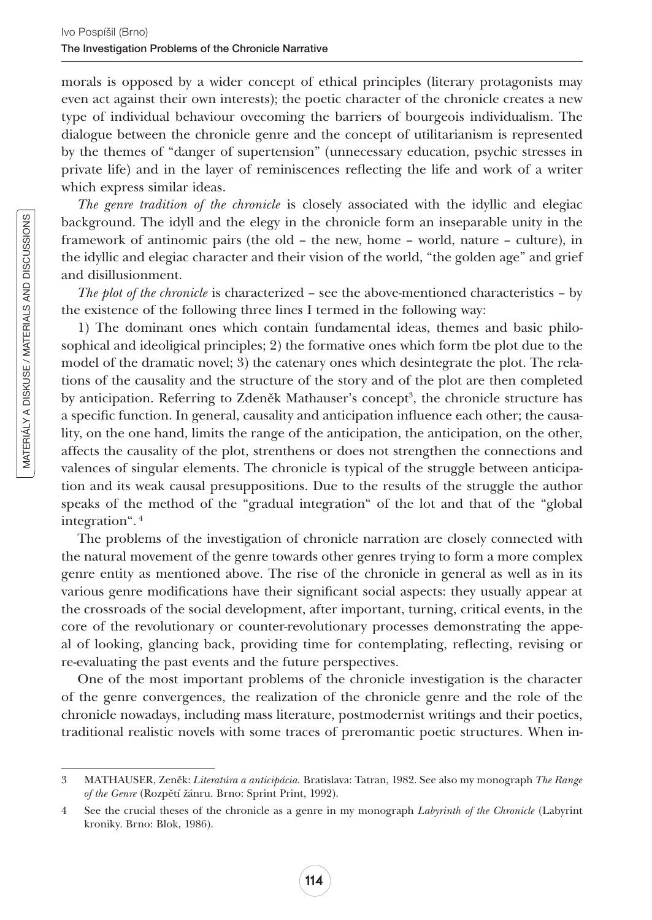morals is opposed by a wider concept of ethical principles (literary protagonists may even act against their own interests); the poetic character of the chronicle creates a new type of individual behaviour ovecoming the barriers of bourgeois individualism. The dialogue between the chronicle genre and the concept of utilitarianism is represented by the themes of "danger of supertension" (unnecessary education, psychic stresses in private life) and in the layer of reminiscences reflecting the life and work of a writer which express similar ideas.

*The genre tradition of the chronicle* is closely associated with the idyllic and elegiac background. The idyll and the elegy in the chronicle form an inseparable unity in the framework of antinomic pairs (the old – the new, home – world, nature – culture), in the idyllic and elegiac character and their vision of the world, "the golden age" and grief and disillusionment.

*The plot of the chronicle* is characterized – see the above-mentioned characteristics – by the existence of the following three lines I termed in the following way:

1) The dominant ones which contain fundamental ideas, themes and basic philosophical and ideoligical principles; 2) the formative ones which form tbe plot due to the model of the dramatic novel; 3) the catenary ones which desintegrate the plot. The relations of the causality and the structure of the story and of the plot are then completed by anticipation. Referring to Zdeněk Mathauser's concept[3], the chronicle structure has a specific function. In general, causality and anticipation influence each other; the causality, on the one hand, limits the range of the anticipation, the anticipation, on the other, affects the causality of the plot, strenthens or does not strengthen the connections and valences of singular elements. The chronicle is typical of the struggle between anticipation and its weak causal presuppositions. Due to the results of the struggle the author speaks of the method of the "gradual integration" of the lot and that of the "global integration".[4]

The problems of the investigation of chronicle narration are closely connected with the natural movement of the genre towards other genres trying to form a more complex genre entity as mentioned above. The rise of the chronicle in general as well as in its various genre modifications have their significant social aspects: they usually appear at the crossroads of the social development, after important, turning, critical events, in the core of the revolutionary or counter-revolutionary processes demonstrating the appeal of looking, glancing back, providing time for contemplating, reflecting, revising or re-evaluating the past events and the future perspectives.

One of the most important problems of the chronicle investigation is the character of the genre convergences, the realization of the chronicle genre and the role of the chronicle nowadays, including mass literature, postmodernist writings and their poetics, traditional realistic novels with some traces of preromantic poetic structures. When in-

---

3 MATHAUSER, Zeněk: *Literatúra a anticipácia.* Bratislava: Tatran, 1982. See also my monograph *The Range of the Genre* (Rozpětí žánru. Brno: Sprint Print, 1992).

4 See the crucial theses of the chronicle as a genre in my monograph *Labyrinth of the Chronicle* (Labyrint kroniky. Brno: Blok, 1986).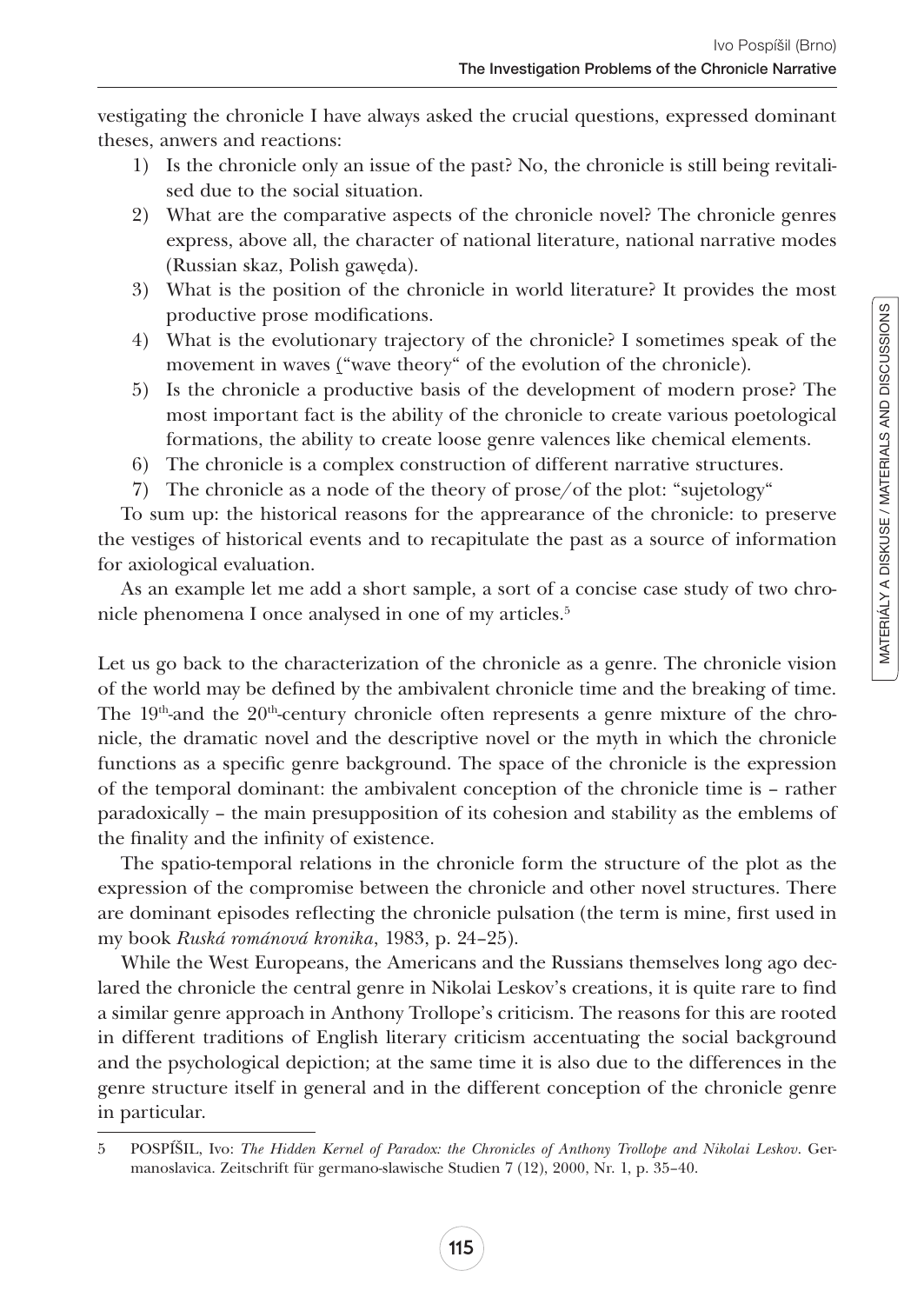vestigating the chronicle I have always asked the crucial questions, expressed dominant theses, anwers and reactions:

1) Is the chronicle only an issue of the past? No, the chronicle is still being revitalised due to the social situation.
2) What are the comparative aspects of the chronicle novel? The chronicle genres express, above all, the character of national literature, national narrative modes (Russian skaz, Polish gawęda).
3) What is the position of the chronicle in world literature? It provides the most productive prose modifications.
4) What is the evolutionary trajectory of the chronicle? I sometimes speak of the movement in waves ("wave theory" of the evolution of the chronicle).
5) Is the chronicle a productive basis of the development of modern prose? The most important fact is the ability of the chronicle to create various poetological formations, the ability to create loose genre valences like chemical elements.
6) The chronicle is a complex construction of different narrative structures.
7) The chronicle as a node of the theory of prose/of the plot: "sujetology"

To sum up: the historical reasons for the apprearance of the chronicle: to preserve the vestiges of historical events and to recapitulate the past as a source of information for axiological evaluation.

As an example let me add a short sample, a sort of a concise case study of two chronicle phenomena I once analysed in one of my articles.[5]

Let us go back to the characterization of the chronicle as a genre. The chronicle vision of the world may be defined by the ambivalent chronicle time and the breaking of time. The 19th-and the 20th-century chronicle often represents a genre mixture of the chronicle, the dramatic novel and the descriptive novel or the myth in which the chronicle functions as a specific genre background. The space of the chronicle is the expression of the temporal dominant: the ambivalent conception of the chronicle time is – rather paradoxically – the main presupposition of its cohesion and stability as the emblems of the finality and the infinity of existence.

The spatio-temporal relations in the chronicle form the structure of the plot as the expression of the compromise between the chronicle and other novel structures. There are dominant episodes reflecting the chronicle pulsation (the term is mine, first used in my book *Ruská románová kronika*, 1983, p. 24–25).

While the West Europeans, the Americans and the Russians themselves long ago declared the chronicle the central genre in Nikolai Leskov's creations, it is quite rare to find a similar genre approach in Anthony Trollope's criticism. The reasons for this are rooted in different traditions of English literary criticism accentuating the social background and the psychological depiction; at the same time it is also due to the differences in the genre structure itself in general and in the different conception of the chronicle genre in particular.

---

5 POSPÍŠIL, Ivo: *The Hidden Kernel of Paradox: the Chronicles of Anthony Trollope and Nikolai Leskov*. Germanoslavica. Zeitschrift für germano-slawische Studien 7 (12), 2000, Nr. 1, p. 35–40.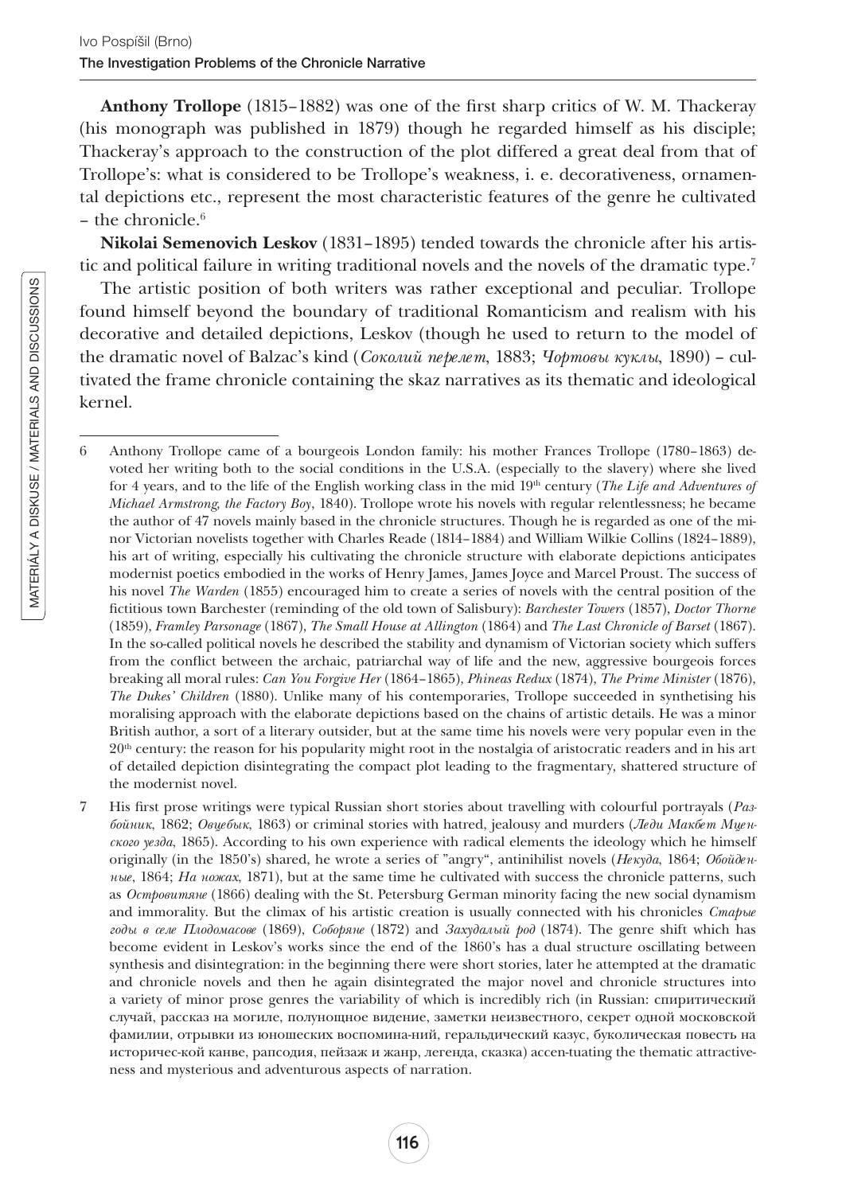**Anthony Trollope** (1815–1882) was one of the first sharp critics of W. M. Thackeray (his monograph was published in 1879) though he regarded himself as his disciple; Thackeray's approach to the construction of the plot differed a great deal from that of Trollope's: what is considered to be Trollope's weakness, i. e. decorativeness, ornamental depictions etc., represent the most characteristic features of the genre he cultivated – the chronicle.[6]

**Nikolai Semenovich Leskov** (1831–1895) tended towards the chronicle after his artistic and political failure in writing traditional novels and the novels of the dramatic type.[7]

The artistic position of both writers was rather exceptional and peculiar. Trollope found himself beyond the boundary of traditional Romanticism and realism with his decorative and detailed depictions, Leskov (though he used to return to the model of the dramatic novel of Balzac's kind (*Соколий перелет*, 1883; *Чортовы куклы*, 1890) – cultivated the frame chronicle containing the skaz narratives as its thematic and ideological kernel.

---

6 Anthony Trollope came of a bourgeois London family: his mother Frances Trollope (1780–1863) devoted her writing both to the social conditions in the U.S.A. (especially to the slavery) where she lived for 4 years, and to the life of the English working class in the mid 19th century (*The Life and Adventures of Michael Armstrong, the Factory Boy*, 1840). Trollope wrote his novels with regular relentlessness; he became the author of 47 novels mainly based in the chronicle structures. Though he is regarded as one of the minor Victorian novelists together with Charles Reade (1814–1884) and William Wilkie Collins (1824–1889), his art of writing, especially his cultivating the chronicle structure with elaborate depictions anticipates modernist poetics embodied in the works of Henry James, James Joyce and Marcel Proust. The success of his novel *The Warden* (1855) encouraged him to create a series of novels with the central position of the fictitious town Barchester (reminding of the old town of Salisbury): *Barchester Towers* (1857), *Doctor Thorne* (1859), *Framley Parsonage* (1867), *The Small House at Allington* (1864) and *The Last Chronicle of Barset* (1867). In the so-called political novels he described the stability and dynamism of Victorian society which suffers from the conflict between the archaic, patriarchal way of life and the new, aggressive bourgeois forces breaking all moral rules: *Can You Forgive Her* (1864–1865), *Phineas Redux* (1874), *The Prime Minister* (1876), *The Dukes' Children* (1880). Unlike many of his contemporaries, Trollope succeeded in synthetising his moralising approach with the elaborate depictions based on the chains of artistic details. He was a minor British author, a sort of a literary outsider, but at the same time his novels were very popular even in the 20th century: the reason for his popularity might root in the nostalgia of aristocratic readers and in his art of detailed depiction disintegrating the compact plot leading to the fragmentary, shattered structure of the modernist novel.

7 His first prose writings were typical Russian short stories about travelling with colourful portrayals (*Разбойник*, 1862; *Овцебык*, 1863) or criminal stories with hatred, jealousy and murders (*Леди Макбет Мценского уезда*, 1865). According to his own experience with radical elements the ideology which he himself originally (in the 1850's) shared, he wrote a series of "angry", antinihilist novels (*Некуда*, 1864; *Обойденные*, 1864; *На ножах*, 1871), but at the same time he cultivated with success the chronicle patterns, such as *Островитяне* (1866) dealing with the St. Petersburg German minority facing the new social dynamism and immorality. But the climax of his artistic creation is usually connected with his chronicles *Старые годы в селе Плодомасове* (1869), *Соборяне* (1872) and *Захудалый род* (1874). The genre shift which has become evident in Leskov's works since the end of the 1860's has a dual structure oscillating between synthesis and disintegration: in the beginning there were short stories, later he attempted at the dramatic and chronicle novels and then he again disintegrated the major novel and chronicle structures into a variety of minor prose genres the variability of which is incredibly rich (in Russian: спиритический случай, рассказ на могиле, полунощное видение, заметки неизвестного, секрет одной московской фамилии, отрывки из юношеских воспомина-ний, геральдический казус, буколическая повесть на историчес-кой канве, рапсодия, пейзаж и жанр, легенда, сказка) accen-tuating the thematic attractiveness and mysterious and adventurous aspects of narration.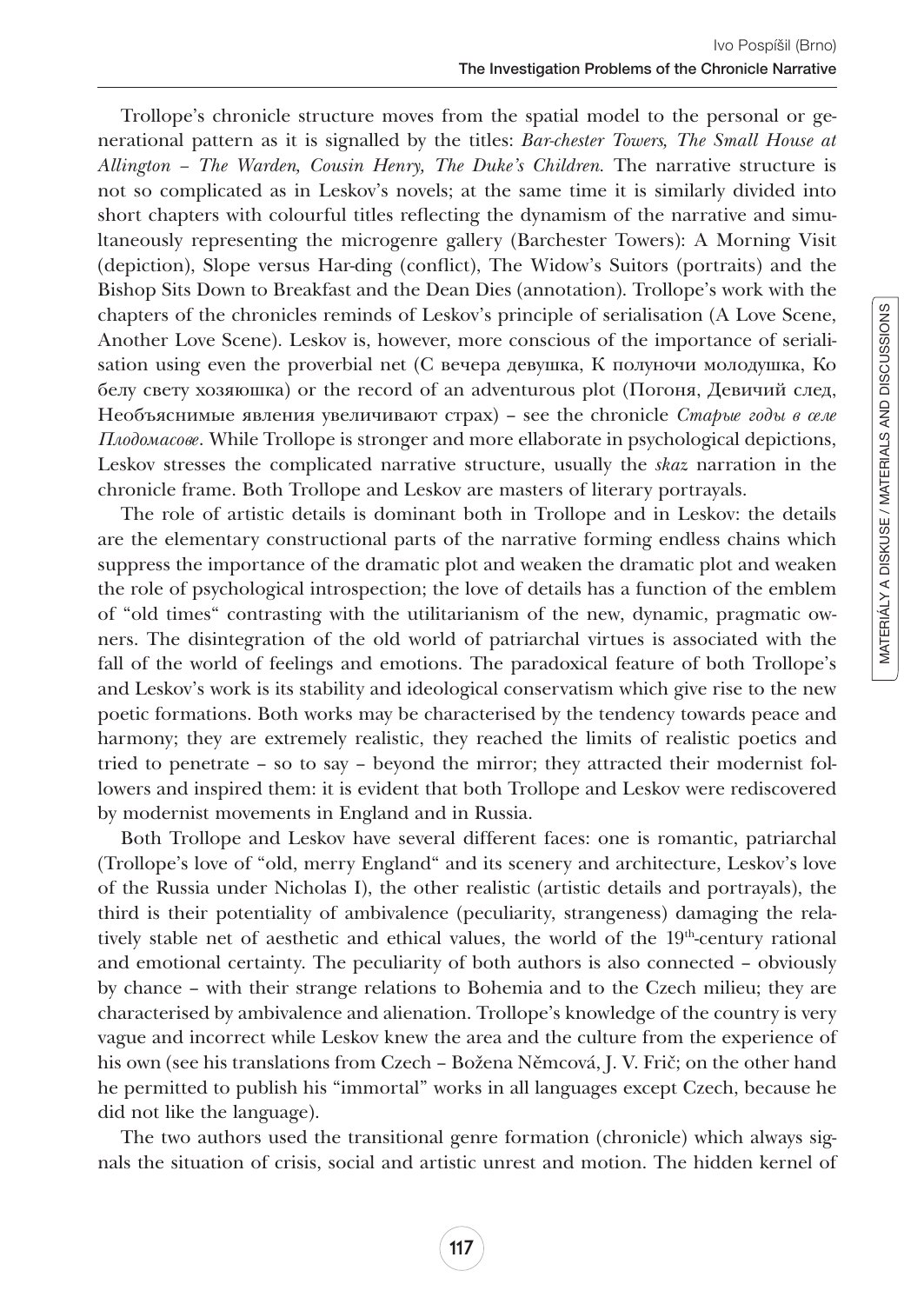Trollope's chronicle structure moves from the spatial model to the personal or generational pattern as it is signalled by the titles: *Bar-chester Towers, The Small House at Allington – The Warden, Cousin Henry, The Duke's Children*. The narrative structure is not so complicated as in Leskov's novels; at the same time it is similarly divided into short chapters with colourful titles reflecting the dynamism of the narrative and simultaneously representing the microgenre gallery (Barchester Towers): A Morning Visit (depiction), Slope versus Har-ding (conflict), The Widow's Suitors (portraits) and the Bishop Sits Down to Breakfast and the Dean Dies (annotation). Trollope's work with the chapters of the chronicles reminds of Leskov's principle of serialisation (A Love Scene, Another Love Scene). Leskov is, however, more conscious of the importance of serialisation using even the proverbial net (С вечера девушка, К полуночи молодушка, Ко белу свету хозяюшка) or the record of an adventurous plot (Погоня, Девичий след, Необъяснимые явления увеличивают страх) – see the chronicle *Старые годы в селе Плодомасове*. While Trollope is stronger and more ellaborate in psychological depictions, Leskov stresses the complicated narrative structure, usually the *skaz* narration in the chronicle frame. Both Trollope and Leskov are masters of literary portrayals.

The role of artistic details is dominant both in Trollope and in Leskov: the details are the elementary constructional parts of the narrative forming endless chains which suppress the importance of the dramatic plot and weaken the dramatic plot and weaken the role of psychological introspection; the love of details has a function of the emblem of "old times" contrasting with the utilitarianism of the new, dynamic, pragmatic owners. The disintegration of the old world of patriarchal virtues is associated with the fall of the world of feelings and emotions. The paradoxical feature of both Trollope's and Leskov's work is its stability and ideological conservatism which give rise to the new poetic formations. Both works may be characterised by the tendency towards peace and harmony; they are extremely realistic, they reached the limits of realistic poetics and tried to penetrate – so to say – beyond the mirror; they attracted their modernist followers and inspired them: it is evident that both Trollope and Leskov were rediscovered by modernist movements in England and in Russia.

Both Trollope and Leskov have several different faces: one is romantic, patriarchal (Trollope's love of "old, merry England" and its scenery and architecture, Leskov's love of the Russia under Nicholas I), the other realistic (artistic details and portrayals), the third is their potentiality of ambivalence (peculiarity, strangeness) damaging the relatively stable net of aesthetic and ethical values, the world of the 19th-century rational and emotional certainty. The peculiarity of both authors is also connected – obviously by chance – with their strange relations to Bohemia and to the Czech milieu; they are characterised by ambivalence and alienation. Trollope's knowledge of the country is very vague and incorrect while Leskov knew the area and the culture from the experience of his own (see his translations from Czech – Božena Němcová, J. V. Frič; on the other hand he permitted to publish his "immortal" works in all languages except Czech, because he did not like the language).

The two authors used the transitional genre formation (chronicle) which always signals the situation of crisis, social and artistic unrest and motion. The hidden kernel of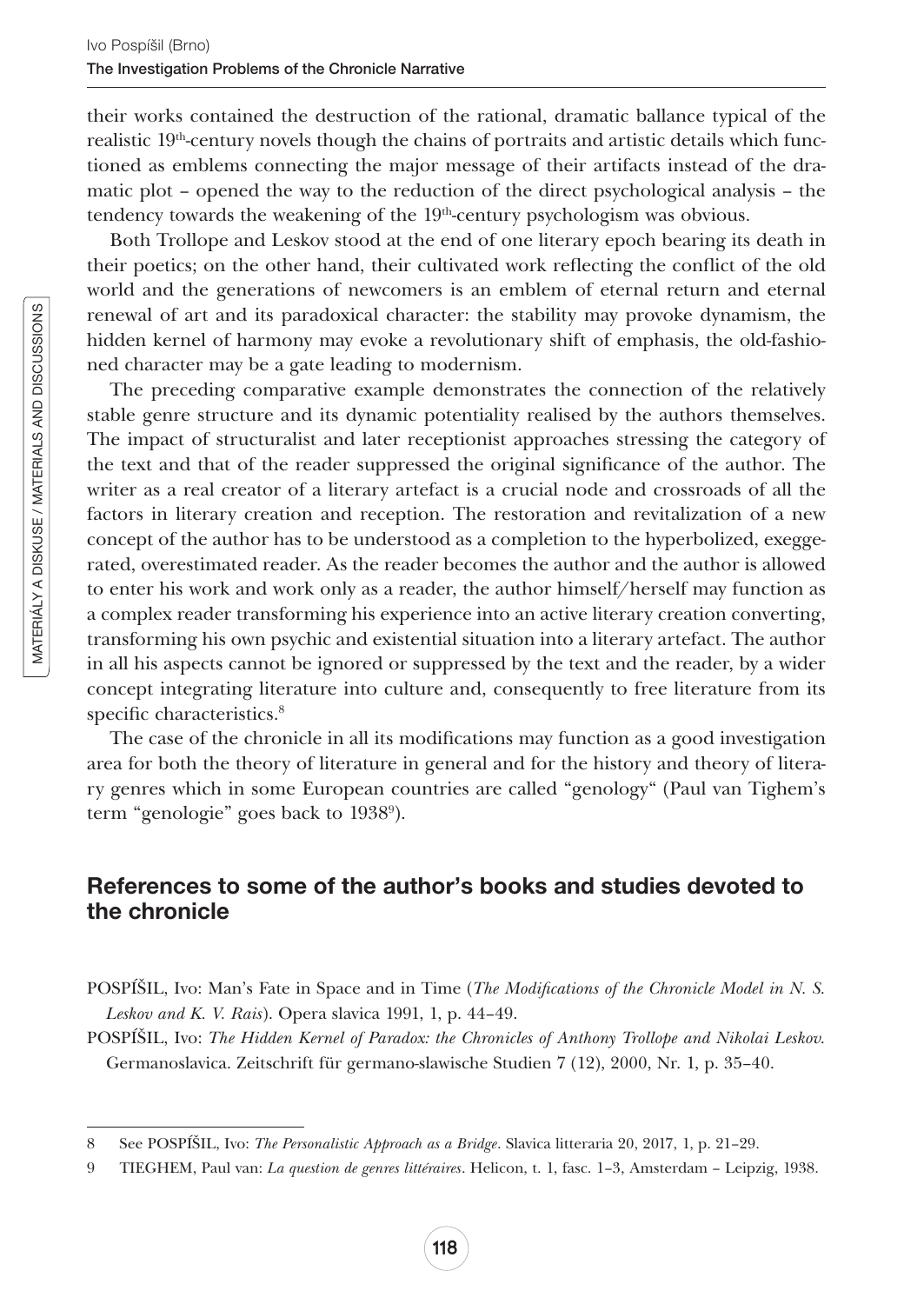their works contained the destruction of the rational, dramatic ballance typical of the realistic 19th-century novels though the chains of portraits and artistic details which functioned as emblems connecting the major message of their artifacts instead of the dramatic plot – opened the way to the reduction of the direct psychological analysis – the tendency towards the weakening of the 19th-century psychologism was obvious.

Both Trollope and Leskov stood at the end of one literary epoch bearing its death in their poetics; on the other hand, their cultivated work reflecting the conflict of the old world and the generations of newcomers is an emblem of eternal return and eternal renewal of art and its paradoxical character: the stability may provoke dynamism, the hidden kernel of harmony may evoke a revolutionary shift of emphasis, the old-fashioned character may be a gate leading to modernism.

The preceding comparative example demonstrates the connection of the relatively stable genre structure and its dynamic potentiality realised by the authors themselves. The impact of structuralist and later receptionist approaches stressing the category of the text and that of the reader suppressed the original significance of the author. The writer as a real creator of a literary artefact is a crucial node and crossroads of all the factors in literary creation and reception. The restoration and revitalization of a new concept of the author has to be understood as a completion to the hyperbolized, exeggerated, overestimated reader. As the reader becomes the author and the author is allowed to enter his work and work only as a reader, the author himself/herself may function as a complex reader transforming his experience into an active literary creation converting, transforming his own psychic and existential situation into a literary artefact. The author in all his aspects cannot be ignored or suppressed by the text and the reader, by a wider concept integrating literature into culture and, consequently to free literature from its specific characteristics.[8]

The case of the chronicle in all its modifications may function as a good investigation area for both the theory of literature in general and for the history and theory of literary genres which in some European countries are called "genology" (Paul van Tighem's term "genologie" goes back to 1938[9]).

## References to some of the author's books and studies devoted to the chronicle

POSPÍŠIL, Ivo: Man's Fate in Space and in Time (*The Modifications of the Chronicle Model in N. S. Leskov and K. V. Rais*). Opera slavica 1991, 1, p. 44–49.

POSPÍŠIL, Ivo: *The Hidden Kernel of Paradox: the Chronicles of Anthony Trollope and Nikolai Leskov*. Germanoslavica. Zeitschrift für germano-slawische Studien 7 (12), 2000, Nr. 1, p. 35–40.

---

8 See POSPÍŠIL, Ivo: *The Personalistic Approach as a Bridge*. Slavica litteraria 20, 2017, 1, p. 21–29.

9 TIEGHEM, Paul van: *La question de genres littéraires*. Helicon, t. 1, fasc. 1–3, Amsterdam – Leipzig, 1938.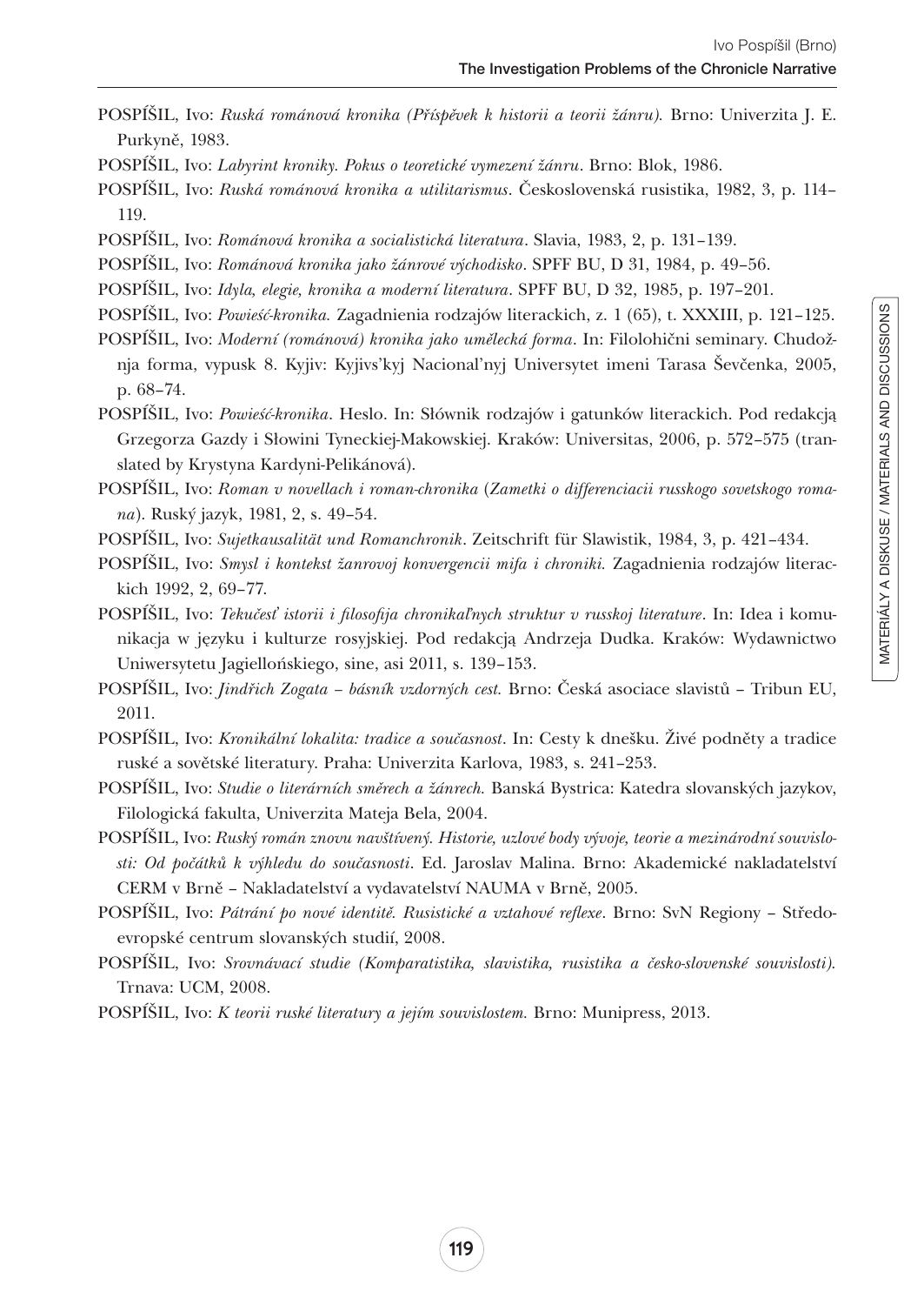POSPÍŠIL, Ivo: *Ruská románová kronika (Příspěvek k historii a teorii žánru).* Brno: Univerzita J. E. Purkyně, 1983.

POSPÍŠIL, Ivo: *Labyrint kroniky. Pokus o teoretické vymezení žánru*. Brno: Blok, 1986.

POSPÍŠIL, Ivo: *Ruská románová kronika a utilitarismus*. Československá rusistika, 1982, 3, p. 114–119.

POSPÍŠIL, Ivo: *Románová kronika a socialistická literatura*. Slavia, 1983, 2, p. 131–139.

POSPÍŠIL, Ivo: *Románová kronika jako žánrové východisko*. SPFF BU, D 31, 1984, p. 49–56.

POSPÍŠIL, Ivo: *Idyla, elegie, kronika a moderní literatura*. SPFF BU, D 32, 1985, p. 197–201.

POSPÍŠIL, Ivo: *Powieść-kronika.* Zagadnienia rodzajów literackich, z. 1 (65), t. XXXIII, p. 121–125.

POSPÍŠIL, Ivo: *Moderní (románová) kronika jako umělecká forma*. In: Filolohični seminary. Chudožnja forma, vypusk 8. Kyjiv: Kyjivs'kyj Nacional'nyj Universytet imeni Tarasa Ševčenka, 2005, p. 68–74.

POSPÍŠIL, Ivo: *Powieść-kronika*. Heslo. In: Słównik rodzajów i gatunków literackich. Pod redakcją Grzegorza Gazdy i Słowini Tyneckiej-Makowskiej. Kraków: Universitas, 2006, p. 572–575 (translated by Krystyna Kardyni-Pelikánová).

POSPÍŠIL, Ivo: *Roman v novellach i roman-chronika* (*Zametki o differenciacii russkogo sovetskogo romana*). Ruský jazyk, 1981, 2, s. 49–54.

POSPÍŠIL, Ivo: *Sujetkausalität und Romanchronik*. Zeitschrift für Slawistik, 1984, 3, p. 421–434.

POSPÍŠIL, Ivo: *Smysl i kontekst žanrovoj konvergencii mifa i chroniki.* Zagadnienia rodzajów literackich 1992, 2, 69–77.

POSPÍŠIL, Ivo: *Tekučesť istorii i filosofija chronikaľnych struktur v russkoj literature*. In: Idea i komunikacja w języku i kulturze rosyjskiej. Pod redakcją Andrzeja Dudka. Kraków: Wydawnictwo Uniwersytetu Jagiellońskiego, sine, asi 2011, s. 139–153.

POSPÍŠIL, Ivo: *Jindřich Zogata – básník vzdorných cest.* Brno: Česká asociace slavistů – Tribun EU, 2011.

POSPÍŠIL, Ivo: *Kronikální lokalita: tradice a současnost*. In: Cesty k dnešku. Živé podněty a tradice ruské a sovětské literatury. Praha: Univerzita Karlova, 1983, s. 241–253.

POSPÍŠIL, Ivo: *Studie o literárních směrech a žánrech.* Banská Bystrica: Katedra slovanských jazykov, Filologická fakulta, Univerzita Mateja Bela, 2004.

POSPÍŠIL, Ivo: *Ruský román znovu navštívený. Historie, uzlové body vývoje, teorie a mezinárodní souvislosti: Od počátků k výhledu do současnosti*. Ed. Jaroslav Malina. Brno: Akademické nakladatelství CERM v Brně – Nakladatelství a vydavatelství NAUMA v Brně, 2005.

POSPÍŠIL, Ivo: *Pátrání po nové identitě. Rusistické a vztahové reflexe*. Brno: SvN Regiony – Středoevropské centrum slovanských studií, 2008.

POSPÍŠIL, Ivo: *Srovnávací studie (Komparatistika, slavistika, rusistika a česko-slovenské souvislosti).* Trnava: UCM, 2008.

POSPÍŠIL, Ivo: *K teorii ruské literatury a jejím souvislostem.* Brno: Munipress, 2013.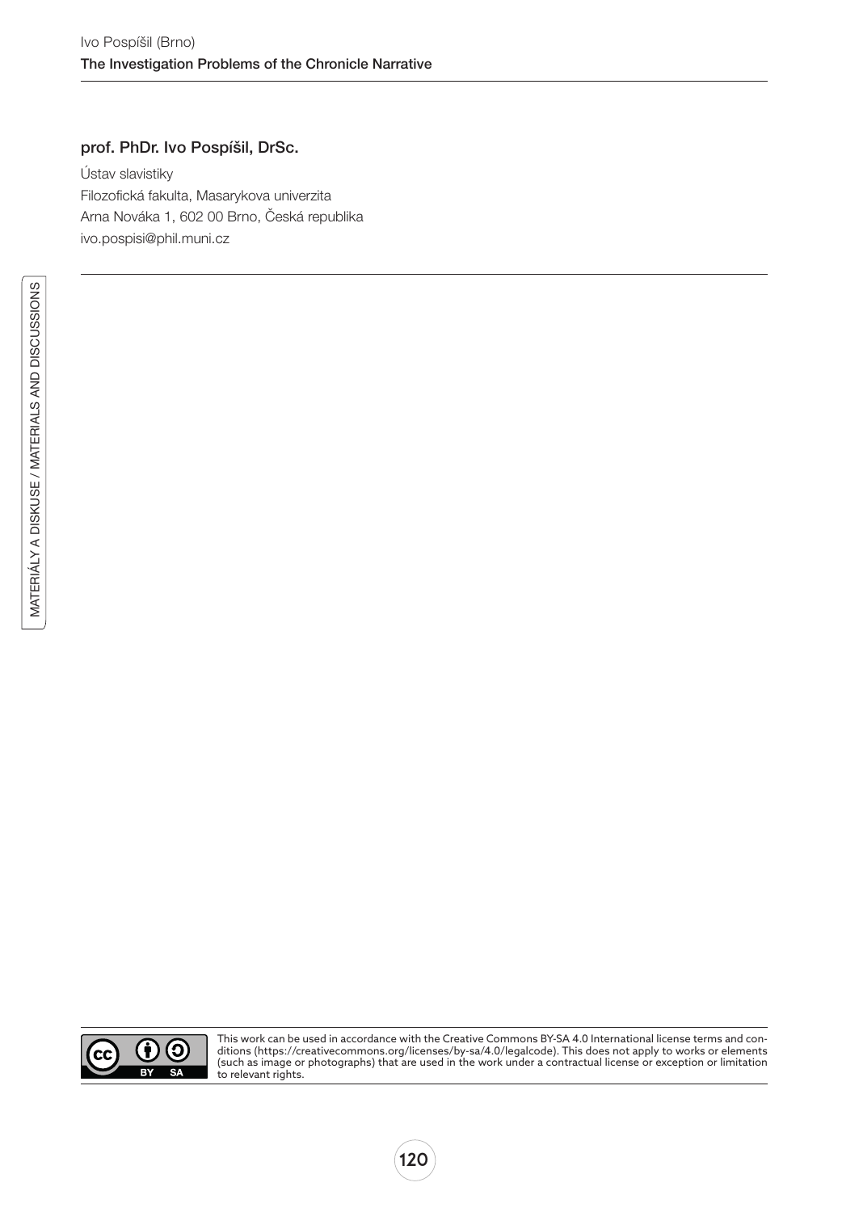**prof. PhDr. Ivo Pospíšil, DrSc.**

Ústav slavistiky
Filozofická fakulta, Masarykova univerzita
Arna Nováka 1, 602 00 Brno, Česká republika
ivo.pospisi@phil.muni.cz

This work can be used in accordance with the Creative Commons BY-SA 4.0 International license terms and conditions (https://creativecommons.org/licenses/by-sa/4.0/legalcode). This does not apply to works or elements (such as image or photographs) that are used in the work under a contractual license or exception or limitation to relevant rights.